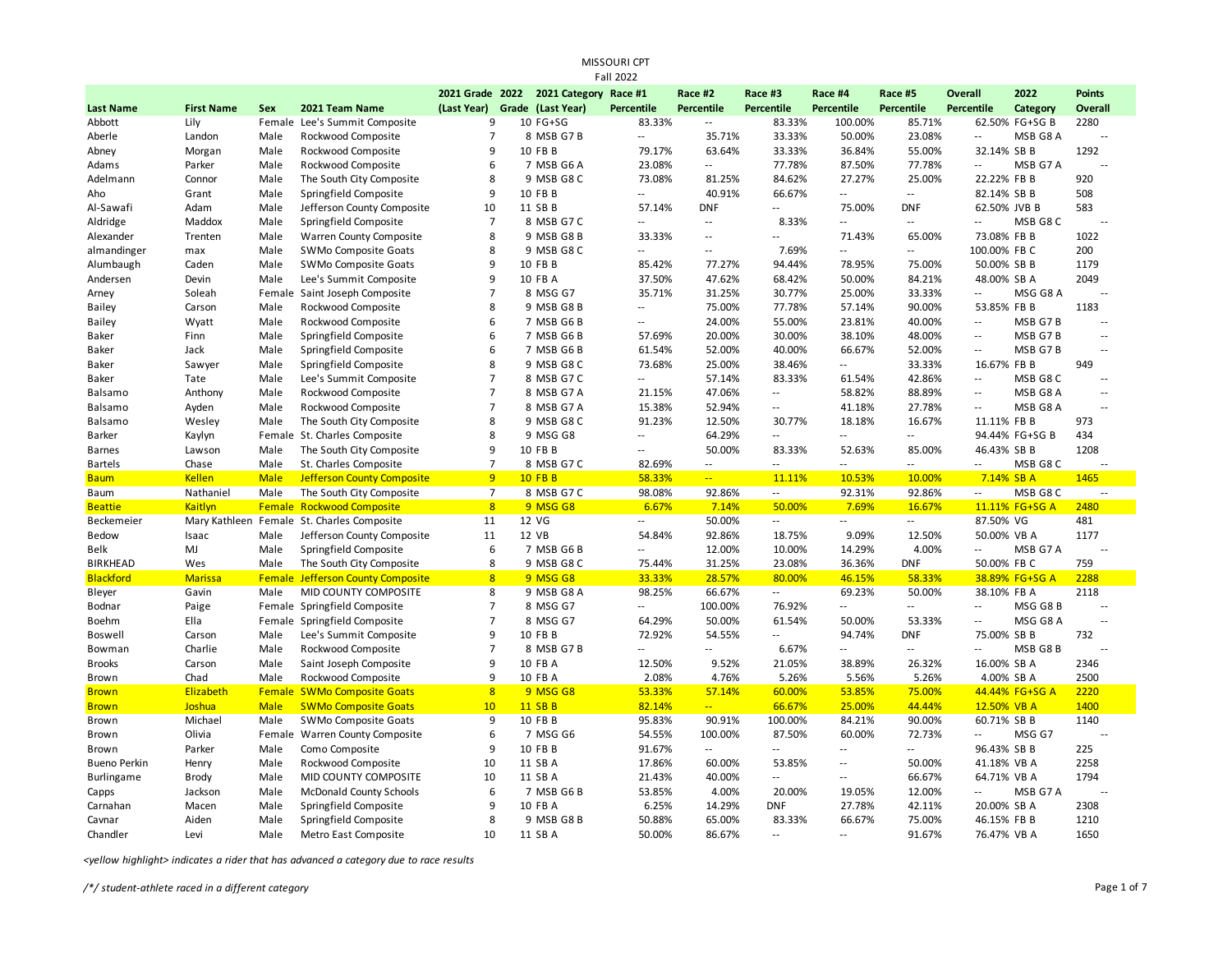# MISSOURI CPT

## Fall 2022

| Last Name | First Name | Sex | 2021 Team Name | 2021 Grade (Last Year) | 2022 Grade | 2021 Category (Last Year) | Race #1 Percentile | Race #2 Percentile | Race #3 Percentile | Race #4 Percentile | Race #5 Percentile | Overall Percentile | 2022 Category | Points Overall |
|---|---|---|---|---|---|---|---|---|---|---|---|---|---|---|
| Abbott | Lily | Female | Lee's Summit Composite | 9 | 10 | FG+SG | 83.33% | -- | 83.33% | 100.00% | 85.71% | 62.50% | FG+SG B | 2280 |
| Aberle | Landon | Male | Rockwood Composite | 7 | 8 | MSB G7 B | -- | 35.71% | 33.33% | 50.00% | 23.08% | -- | MSB G8 A | -- |
| Abney | Morgan | Male | Rockwood Composite | 9 | 10 | FB B | 79.17% | 63.64% | 33.33% | 36.84% | 55.00% | 32.14% | SB B | 1292 |
| Adams | Parker | Male | Rockwood Composite | 6 | 7 | MSB G6 A | 23.08% | -- | 77.78% | 87.50% | 77.78% | -- | MSB G7 A | -- |
| Adelmann | Connor | Male | The South City Composite | 8 | 9 | MSB G8 C | 73.08% | 81.25% | 84.62% | 27.27% | 25.00% | 22.22% | FB B | 920 |
| Aho | Grant | Male | Springfield Composite | 9 | 10 | FB B | -- | 40.91% | 66.67% | -- | -- | 82.14% | SB B | 508 |
| Al-Sawafi | Adam | Male | Jefferson County Composite | 10 | 11 | SB B | 57.14% | DNF | -- | 75.00% | DNF | 62.50% | JVB B | 583 |
| Aldridge | Maddox | Male | Springfield Composite | 7 | 8 | MSB G7 C | -- | -- | 8.33% | -- | -- | -- | MSB G8 C | -- |
| Alexander | Trenten | Male | Warren County Composite | 8 | 9 | MSB G8 B | 33.33% | -- | -- | 71.43% | 65.00% | 73.08% | FB B | 1022 |
| almandinger | max | Male | SWMo Composite Goats | 8 | 9 | MSB G8 C | -- | -- | 7.69% | -- | -- | 100.00% | FB C | 200 |
| Alumbaugh | Caden | Male | SWMo Composite Goats | 9 | 10 | FB B | 85.42% | 77.27% | 94.44% | 78.95% | 75.00% | 50.00% | SB B | 1179 |
| Andersen | Devin | Male | Lee's Summit Composite | 9 | 10 | FB A | 37.50% | 47.62% | 68.42% | 50.00% | 84.21% | 48.00% | SB A | 2049 |
| Arney | Soleah | Female | Saint Joseph Composite | 7 | 8 | MSG G7 | 35.71% | 31.25% | 30.77% | 25.00% | 33.33% | -- | MSG G8 A | -- |
| Bailey | Carson | Male | Rockwood Composite | 8 | 9 | MSB G8 B | -- | 75.00% | 77.78% | 57.14% | 90.00% | 53.85% | FB B | 1183 |
| Bailey | Wyatt | Male | Rockwood Composite | 6 | 7 | MSB G6 B | -- | 24.00% | 55.00% | 23.81% | 40.00% | -- | MSB G7 B | -- |
| Baker | Finn | Male | Springfield Composite | 6 | 7 | MSB G6 B | 57.69% | 20.00% | 30.00% | 38.10% | 48.00% | -- | MSB G7 B | -- |
| Baker | Jack | Male | Springfield Composite | 6 | 7 | MSB G6 B | 61.54% | 52.00% | 40.00% | 66.67% | 52.00% | -- | MSB G7 B | -- |
| Baker | Sawyer | Male | Springfield Composite | 8 | 9 | MSB G8 C | 73.68% | 25.00% | 38.46% | -- | 33.33% | 16.67% | FB B | 949 |
| Baker | Tate | Male | Lee's Summit Composite | 7 | 8 | MSB G7 C | -- | 57.14% | 83.33% | 61.54% | 42.86% | -- | MSB G8 C | -- |
| Balsamo | Anthony | Male | Rockwood Composite | 7 | 8 | MSB G7 A | 21.15% | 47.06% | -- | 58.82% | 88.89% | -- | MSB G8 A | -- |
| Balsamo | Ayden | Male | Rockwood Composite | 7 | 8 | MSB G7 A | 15.38% | 52.94% | -- | 41.18% | 27.78% | -- | MSB G8 A | -- |
| Balsamo | Wesley | Male | The South City Composite | 8 | 9 | MSB G8 C | 91.23% | 12.50% | 30.77% | 18.18% | 16.67% | 11.11% | FB B | 973 |
| Barker | Kaylyn | Female | St. Charles Composite | 8 | 9 | MSG G8 | -- | 64.29% | -- | -- | -- | 94.44% | FG+SG B | 434 |
| Barnes | Lawson | Male | The South City Composite | 9 | 10 | FB B | -- | 50.00% | 83.33% | 52.63% | 85.00% | 46.43% | SB B | 1208 |
| Bartels | Chase | Male | St. Charles Composite | 7 | 8 | MSB G7 C | 82.69% | -- | -- | -- | -- | -- | MSB G8 C | -- |
| Baum | Kellen | Male | Jefferson County Composite | 9 | 10 | FB B | 58.33% | -- | 11.11% | 10.53% | 10.00% | 7.14% | SB A | 1465 |
| Baum | Nathaniel | Male | The South City Composite | 7 | 8 | MSB G7 C | 98.08% | 92.86% | -- | 92.31% | 92.86% | -- | MSB G8 C | -- |
| Beattie | Kaitlyn | Female | Rockwood Composite | 8 | 9 | MSG G8 | 6.67% | 7.14% | 50.00% | 7.69% | 16.67% | 11.11% | FG+SG A | 2480 |
| Beckemeier | Mary Kathleen | Female | St. Charles Composite | 11 | 12 | VG | -- | 50.00% | -- | -- | -- | 87.50% | VG | 481 |
| Bedow | Isaac | Male | Jefferson County Composite | 11 | 12 | VB | 54.84% | 92.86% | 18.75% | 9.09% | 12.50% | 50.00% | VB A | 1177 |
| Belk | MJ | Male | Springfield Composite | 6 | 7 | MSB G6 B | -- | 12.00% | 10.00% | 14.29% | 4.00% | -- | MSB G7 A | -- |
| BIRKHEAD | Wes | Male | The South City Composite | 8 | 9 | MSB G8 C | 75.44% | 31.25% | 23.08% | 36.36% | DNF | 50.00% | FB C | 759 |
| Blackford | Marissa | Female | Jefferson County Composite | 8 | 9 | MSG G8 | 33.33% | 28.57% | 80.00% | 46.15% | 58.33% | 38.89% | FG+SG A | 2288 |
| Bleyer | Gavin | Male | MID COUNTY COMPOSITE | 8 | 9 | MSB G8 A | 98.25% | 66.67% | -- | 69.23% | 50.00% | 38.10% | FB A | 2118 |
| Bodnar | Paige | Female | Springfield Composite | 7 | 8 | MSG G7 | -- | 100.00% | 76.92% | -- | -- | -- | MSG G8 B | -- |
| Boehm | Ella | Female | Springfield Composite | 7 | 8 | MSG G7 | 64.29% | 50.00% | 61.54% | 50.00% | 53.33% | -- | MSG G8 A | -- |
| Boswell | Carson | Male | Lee's Summit Composite | 9 | 10 | FB B | 72.92% | 54.55% | -- | 94.74% | DNF | 75.00% | SB B | 732 |
| Bowman | Charlie | Male | Rockwood Composite | 7 | 8 | MSB G7 B | -- | -- | 6.67% | -- | -- | -- | MSB G8 B | -- |
| Brooks | Carson | Male | Saint Joseph Composite | 9 | 10 | FB A | 12.50% | 9.52% | 21.05% | 38.89% | 26.32% | 16.00% | SB A | 2346 |
| Brown | Chad | Male | Rockwood Composite | 9 | 10 | FB A | 2.08% | 4.76% | 5.26% | 5.56% | 5.26% | 4.00% | SB A | 2500 |
| Brown | Elizabeth | Female | SWMo Composite Goats | 8 | 9 | MSG G8 | 53.33% | 57.14% | 60.00% | 53.85% | 75.00% | 44.44% | FG+SG A | 2220 |
| Brown | Joshua | Male | SWMo Composite Goats | 10 | 11 | SB B | 82.14% | -- | 66.67% | 25.00% | 44.44% | 12.50% | VB A | 1400 |
| Brown | Michael | Male | SWMo Composite Goats | 9 | 10 | FB B | 95.83% | 90.91% | 100.00% | 84.21% | 90.00% | 60.71% | SB B | 1140 |
| Brown | Olivia | Female | Warren County Composite | 6 | 7 | MSG G6 | 54.55% | 100.00% | 87.50% | 60.00% | 72.73% | -- | MSG G7 | -- |
| Brown | Parker | Male | Como Composite | 9 | 10 | FB B | 91.67% | -- | -- | -- | -- | 96.43% | SB B | 225 |
| Bueno Perkin | Henry | Male | Rockwood Composite | 10 | 11 | SB A | 17.86% | 60.00% | 53.85% | -- | 50.00% | 41.18% | VB A | 2258 |
| Burlingame | Brody | Male | MID COUNTY COMPOSITE | 10 | 11 | SB A | 21.43% | 40.00% | -- | -- | 66.67% | 64.71% | VB A | 1794 |
| Capps | Jackson | Male | McDonald County Schools | 6 | 7 | MSB G6 B | 53.85% | 4.00% | 20.00% | 19.05% | 12.00% | -- | MSB G7 A | -- |
| Carnahan | Macen | Male | Springfield Composite | 9 | 10 | FB A | 6.25% | 14.29% | DNF | 27.78% | 42.11% | 20.00% | SB A | 2308 |
| Cavnar | Aiden | Male | Springfield Composite | 8 | 9 | MSB G8 B | 50.88% | 65.00% | 83.33% | 66.67% | 75.00% | 46.15% | FB B | 1210 |
| Chandler | Levi | Male | Metro East Composite | 10 | 11 | SB A | 50.00% | 86.67% | -- | -- | 91.67% | 76.47% | VB A | 1650 |

*<yellow highlight> indicates a rider that has advanced a category due to race results*

*/*/ student-athlete raced in a different category*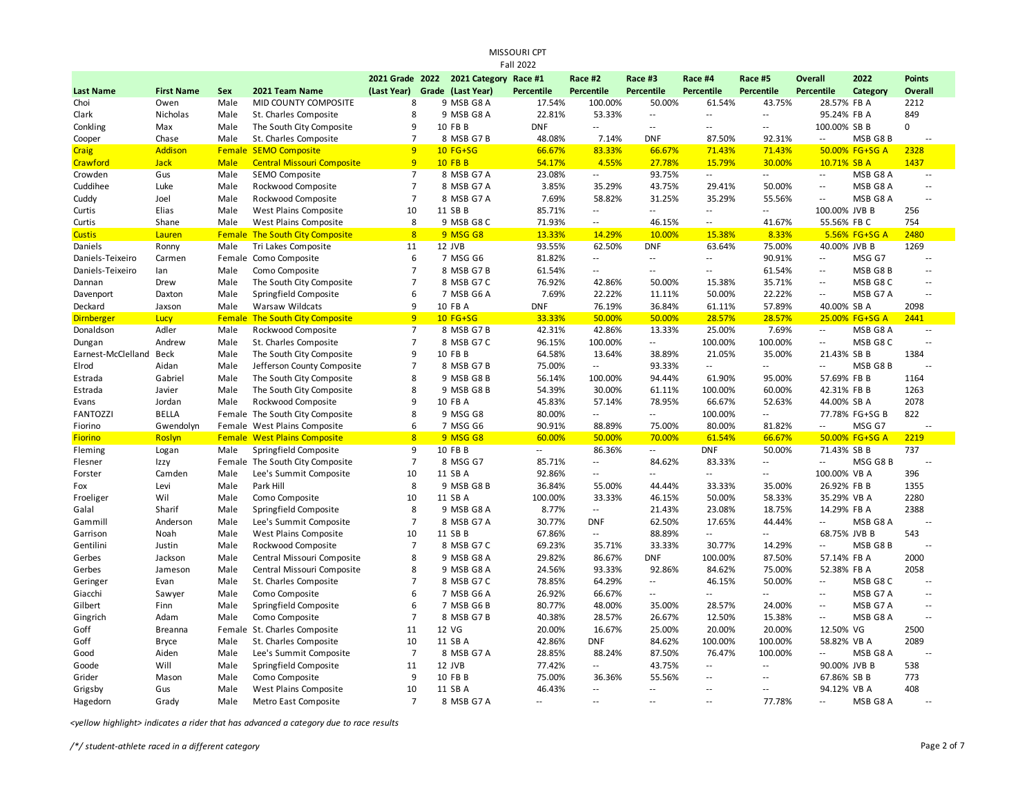MISSOURI CPT
Fall 2022

| Last Name | First Name | Sex | 2021 Team Name | 2021 Grade (Last Year) | 2022 Grade | 2021 Category (Last Year) | Race #1 Percentile | Race #2 Percentile | Race #3 Percentile | Race #4 Percentile | Race #5 Percentile | Overall Percentile | 2022 Category | Points Overall |
|---|---|---|---|---|---|---|---|---|---|---|---|---|---|---|
| Choi | Owen | Male | MID COUNTY COMPOSITE | 8 | 9 | MSB G8 A | 17.54% | 100.00% | 50.00% | 61.54% | 43.75% | 28.57% | FB A | 2212 |
| Clark | Nicholas | Male | St. Charles Composite | 8 | 9 | MSB G8 A | 22.81% | 53.33% | -- | -- | -- | 95.24% | FB A | 849 |
| Conkling | Max | Male | The South City Composite | 9 | 10 | FB B | DNF | -- | -- | -- | -- | 100.00% | SB B | 0 |
| Cooper | Chase | Male | St. Charles Composite | 7 | 8 | MSB G7 B | 48.08% | 7.14% | DNF | 87.50% | 92.31% | -- | MSB G8 B | -- |
| Craig | Addison | Female | SEMO Composite | 9 | 10 | FG+SG | 66.67% | 83.33% | 66.67% | 71.43% | 71.43% | 50.00% | FG+SG A | 2328 |
| Crawford | Jack | Male | Central Missouri Composite | 9 | 10 | FB B | 54.17% | 4.55% | 27.78% | 15.79% | 30.00% | 10.71% | SB A | 1437 |
| Crowden | Gus | Male | SEMO Composite | 7 | 8 | MSB G7 A | 23.08% | -- | 93.75% | -- | -- | -- | MSB G8 A | -- |
| Cuddihee | Luke | Male | Rockwood Composite | 7 | 8 | MSB G7 A | 3.85% | 35.29% | 43.75% | 29.41% | 50.00% | -- | MSB G8 A | -- |
| Cuddy | Joel | Male | Rockwood Composite | 7 | 8 | MSB G7 A | 7.69% | 58.82% | 31.25% | 35.29% | 55.56% | -- | MSB G8 A | -- |
| Curtis | Elias | Male | West Plains Composite | 10 | 11 | SB B | 85.71% | -- | -- | -- | -- | 100.00% | JVB B | 256 |
| Curtis | Shane | Male | West Plains Composite | 8 | 9 | MSB G8 C | 71.93% | -- | 46.15% | -- | 41.67% | 55.56% | FB C | 754 |
| Custis | Lauren | Female | The South City Composite | 8 | 9 | MSG G8 | 13.33% | 14.29% | 10.00% | 15.38% | 8.33% | 5.56% | FG+SG A | 2480 |
| Daniels | Ronny | Male | Tri Lakes Composite | 11 | 12 | JVB | 93.55% | 62.50% | DNF | 63.64% | 75.00% | 40.00% | JVB B | 1269 |
| Daniels-Teixeiro | Carmen | Female | Como Composite | 6 | 7 | MSG G6 | 81.82% | -- | -- | -- | 90.91% | -- | MSG G7 | -- |
| Daniels-Teixeiro | Ian | Male | Como Composite | 7 | 8 | MSB G7 B | 61.54% | -- | -- | -- | 61.54% | -- | MSB G8 B | -- |
| Dannan | Drew | Male | The South City Composite | 7 | 8 | MSB G7 C | 76.92% | 42.86% | 50.00% | 15.38% | 35.71% | -- | MSB G8 C | -- |
| Davenport | Daxton | Male | Springfield Composite | 6 | 7 | MSB G6 A | 7.69% | 22.22% | 11.11% | 50.00% | 22.22% | -- | MSB G7 A | -- |
| Deckard | Jaxson | Male | Warsaw Wildcats | 9 | 10 | FB A | DNF | 76.19% | 36.84% | 61.11% | 57.89% | 40.00% | SB A | 2098 |
| Dirnberger | Lucy | Female | The South City Composite | 9 | 10 | FG+SG | 33.33% | 50.00% | 50.00% | 28.57% | 28.57% | 25.00% | FG+SG A | 2441 |
| Donaldson | Adler | Male | Rockwood Composite | 7 | 8 | MSB G7 B | 42.31% | 42.86% | 13.33% | 25.00% | 7.69% | -- | MSB G8 A | -- |
| Dungan | Andrew | Male | St. Charles Composite | 7 | 8 | MSB G7 C | 96.15% | 100.00% | -- | 100.00% | 100.00% | -- | MSB G8 C | -- |
| Earnest-McClelland | Beck | Male | The South City Composite | 9 | 10 | FB B | 64.58% | 13.64% | 38.89% | 21.05% | 35.00% | 21.43% | SB B | 1384 |
| Elrod | Aidan | Male | Jefferson County Composite | 7 | 8 | MSB G7 B | 75.00% | -- | 93.33% | -- | -- | -- | MSB G8 B | -- |
| Estrada | Gabriel | Male | The South City Composite | 8 | 9 | MSB G8 B | 56.14% | 100.00% | 94.44% | 61.90% | 95.00% | 57.69% | FB B | 1164 |
| Estrada | Javier | Male | The South City Composite | 8 | 9 | MSB G8 B | 54.39% | 30.00% | 61.11% | 100.00% | 60.00% | 42.31% | FB B | 1263 |
| Evans | Jordan | Male | Rockwood Composite | 9 | 10 | FB A | 45.83% | 57.14% | 78.95% | 66.67% | 52.63% | 44.00% | SB A | 2078 |
| FANTOZZI | BELLA | Female | The South City Composite | 8 | 9 | MSG G8 | 80.00% | -- | -- | 100.00% | -- | 77.78% | FG+SG B | 822 |
| Fiorino | Gwendolyn | Female | West Plains Composite | 6 | 7 | MSG G6 | 90.91% | 88.89% | 75.00% | 80.00% | 81.82% | -- | MSG G7 | -- |
| Fiorino | Roslyn | Female | West Plains Composite | 8 | 9 | MSG G8 | 60.00% | 50.00% | 70.00% | 61.54% | 66.67% | 50.00% | FG+SG A | 2219 |
| Fleming | Logan | Male | Springfield Composite | 9 | 10 | FB B | -- | 86.36% | -- | DNF | 50.00% | 71.43% | SB B | 737 |
| Flesner | Izzy | Female | The South City Composite | 7 | 8 | MSG G7 | 85.71% | -- | 84.62% | 83.33% | -- | -- | MSG G8 B | -- |
| Forster | Camden | Male | Lee's Summit Composite | 10 | 11 | SB A | 92.86% | -- | -- | -- | -- | 100.00% | VB A | 396 |
| Fox | Levi | Male | Park Hill | 8 | 9 | MSB G8 B | 36.84% | 55.00% | 44.44% | 33.33% | 35.00% | 26.92% | FB B | 1355 |
| Froeliger | Wil | Male | Como Composite | 10 | 11 | SB A | 100.00% | 33.33% | 46.15% | 50.00% | 58.33% | 35.29% | VB A | 2280 |
| Galal | Sharif | Male | Springfield Composite | 8 | 9 | MSB G8 A | 8.77% | -- | 21.43% | 23.08% | 18.75% | 14.29% | FB A | 2388 |
| Gammill | Anderson | Male | Lee's Summit Composite | 7 | 8 | MSB G7 A | 30.77% | DNF | 62.50% | 17.65% | 44.44% | -- | MSB G8 A | -- |
| Garrison | Noah | Male | West Plains Composite | 10 | 11 | SB B | 67.86% | -- | 88.89% | -- | -- | 68.75% | JVB B | 543 |
| Gentilini | Justin | Male | Rockwood Composite | 7 | 8 | MSB G7 C | 69.23% | 35.71% | 33.33% | 30.77% | 14.29% | -- | MSB G8 B | -- |
| Gerbes | Jackson | Male | Central Missouri Composite | 8 | 9 | MSB G8 A | 29.82% | 86.67% | DNF | 100.00% | 87.50% | 57.14% | FB A | 2000 |
| Gerbes | Jameson | Male | Central Missouri Composite | 8 | 9 | MSB G8 A | 24.56% | 93.33% | 92.86% | 84.62% | 75.00% | 52.38% | FB A | 2058 |
| Geringer | Evan | Male | St. Charles Composite | 7 | 8 | MSB G7 C | 78.85% | 64.29% | -- | 46.15% | 50.00% | -- | MSB G8 C | -- |
| Giacchi | Sawyer | Male | Como Composite | 6 | 7 | MSB G6 A | 26.92% | 66.67% | -- | -- | -- | -- | MSB G7 A | -- |
| Gilbert | Finn | Male | Springfield Composite | 6 | 7 | MSB G6 B | 80.77% | 48.00% | 35.00% | 28.57% | 24.00% | -- | MSB G7 A | -- |
| Gingrich | Adam | Male | Como Composite | 7 | 8 | MSB G7 B | 40.38% | 28.57% | 26.67% | 12.50% | 15.38% | -- | MSB G8 A | -- |
| Goff | Breanna | Female | St. Charles Composite | 11 | 12 | VG | 20.00% | 16.67% | 25.00% | 20.00% | 20.00% | 12.50% | VG | 2500 |
| Goff | Bryce | Male | St. Charles Composite | 10 | 11 | SB A | 42.86% | DNF | 84.62% | 100.00% | 100.00% | 58.82% | VB A | 2089 |
| Good | Aiden | Male | Lee's Summit Composite | 7 | 8 | MSB G7 A | 28.85% | 88.24% | 87.50% | 76.47% | 100.00% | -- | MSB G8 A | -- |
| Goode | Will | Male | Springfield Composite | 11 | 12 | JVB | 77.42% | -- | 43.75% | -- | -- | 90.00% | JVB B | 538 |
| Grider | Mason | Male | Como Composite | 9 | 10 | FB B | 75.00% | 36.36% | 55.56% | -- | -- | 67.86% | SB B | 773 |
| Grigsby | Gus | Male | West Plains Composite | 10 | 11 | SB A | 46.43% | -- | -- | -- | -- | 94.12% | VB A | 408 |
| Hagedorn | Grady | Male | Metro East Composite | 7 | 8 | MSB G7 A | -- | -- | -- | -- | 77.78% | -- | MSB G8 A | -- |

*<yellow highlight> indicates a rider that has advanced a category due to race results*

*/*/ student-athlete raced in a different category*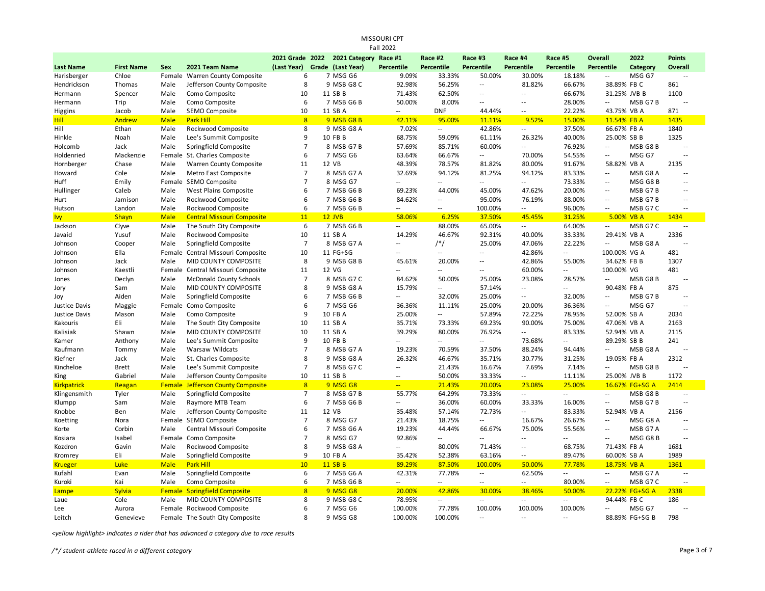MISSOURI CPT

Fall 2022

| Last Name | First Name | Sex | 2021 Team Name | 2021 Grade (Last Year) | 2022 Grade | 2021 Category (Last Year) | Race #1 Percentile | Race #2 Percentile | Race #3 Percentile | Race #4 Percentile | Race #5 Percentile | Overall Percentile | 2022 Category | Points Overall |
|---|---|---|---|---|---|---|---|---|---|---|---|---|---|---|
| Harisberger | Chloe | Female | Warren County Composite | 6 | 7 | MSG G6 | 9.09% | 33.33% | 50.00% | 30.00% | 18.18% | -- | MSG G7 | -- |
| Hendrickson | Thomas | Male | Jefferson County Composite | 8 | 9 | MSB G8 C | 92.98% | 56.25% | -- | 81.82% | 66.67% | 38.89% | FB C | 861 |
| Hermann | Spencer | Male | Como Composite | 10 | 11 | SB B | 71.43% | 62.50% | -- | -- | 66.67% | 31.25% | JVB B | 1100 |
| Hermann | Trip | Male | Como Composite | 6 | 7 | MSB G6 B | 50.00% | 8.00% | -- | -- | 28.00% | -- | MSB G7 B | -- |
| Higgins | Jacob | Male | SEMO Composite | 10 | 11 | SB A | -- | DNF | 44.44% | -- | 22.22% | 43.75% | VB A | 871 |
| Hill | Andrew | Male | Park Hill | 8 | 9 | MSB G8 B | 42.11% | 95.00% | 11.11% | 9.52% | 15.00% | 11.54% | FB A | 1435 |
| Hill | Ethan | Male | Rockwood Composite | 8 | 9 | MSB G8 A | 7.02% | -- | 42.86% | -- | 37.50% | 66.67% | FB A | 1840 |
| Hinkle | Noah | Male | Lee's Summit Composite | 9 | 10 | FB B | 68.75% | 59.09% | 61.11% | 26.32% | 40.00% | 25.00% | SB B | 1325 |
| Holcomb | Jack | Male | Springfield Composite | 7 | 8 | MSB G7 B | 57.69% | 85.71% | 60.00% | -- | 76.92% | -- | MSB G8 B | -- |
| Holdenried | Mackenzie | Female | St. Charles Composite | 6 | 7 | MSG G6 | 63.64% | 66.67% | -- | 70.00% | 54.55% | -- | MSG G7 | -- |
| Hornberger | Chase | Male | Warren County Composite | 11 | 12 | VB | 48.39% | 78.57% | 81.82% | 80.00% | 91.67% | 58.82% | VB A | 2135 |
| Howard | Cole | Male | Metro East Composite | 7 | 8 | MSB G7 A | 32.69% | 94.12% | 81.25% | 94.12% | 83.33% | -- | MSB G8 A | -- |
| Huff | Emily | Female | SEMO Composite | 7 | 8 | MSG G7 | -- | -- | -- | -- | 73.33% | -- | MSG G8 B | -- |
| Hullinger | Caleb | Male | West Plains Composite | 6 | 7 | MSB G6 B | 69.23% | 44.00% | 45.00% | 47.62% | 20.00% | -- | MSB G7 B | -- |
| Hurt | Jamison | Male | Rockwood Composite | 6 | 7 | MSB G6 B | 84.62% | -- | 95.00% | 76.19% | 88.00% | -- | MSB G7 B | -- |
| Hutson | Landon | Male | Rockwood Composite | 6 | 7 | MSB G6 B | -- | -- | 100.00% | -- | 96.00% | -- | MSB G7 C | -- |
| Ivy | Shayn | Male | Central Missouri Composite | 11 | 12 | JVB | 58.06% | 6.25% | 37.50% | 45.45% | 31.25% | 5.00% | VB A | 1434 |
| Jackson | Clyve | Male | The South City Composite | 6 | 7 | MSB G6 B | -- | 88.00% | 65.00% | -- | 64.00% | -- | MSB G7 C | -- |
| Javaid | Yusuf | Male | Rockwood Composite | 10 | 11 | SB A | 14.29% | 46.67% | 92.31% | 40.00% | 33.33% | 29.41% | VB A | 2336 |
| Johnson | Cooper | Male | Springfield Composite | 7 | 8 | MSB G7 A | -- | /*/ | 25.00% | 47.06% | 22.22% | -- | MSB G8 A | -- |
| Johnson | Ella | Female | Central Missouri Composite | 10 | 11 | FG+SG | -- | -- | -- | 42.86% | -- | 100.00% | VG A | 481 |
| Johnson | Jack | Male | MID COUNTY COMPOSITE | 8 | 9 | MSB G8 B | 45.61% | 20.00% | -- | 42.86% | 55.00% | 34.62% | FB B | 1307 |
| Johnson | Kaestli | Female | Central Missouri Composite | 11 | 12 | VG | -- | -- | -- | 60.00% | -- | 100.00% | VG | 481 |
| Jones | Declyn | Male | McDonald County Schools | 7 | 8 | MSB G7 C | 84.62% | 50.00% | 25.00% | 23.08% | 28.57% | -- | MSB G8 B | -- |
| Jory | Sam | Male | MID COUNTY COMPOSITE | 8 | 9 | MSB G8 A | 15.79% | -- | 57.14% | -- | -- | 90.48% | FB A | 875 |
| Joy | Aiden | Male | Springfield Composite | 6 | 7 | MSB G6 B | -- | 32.00% | 25.00% | -- | 32.00% | -- | MSB G7 B | -- |
| Justice Davis | Maggie | Female | Como Composite | 6 | 7 | MSG G6 | 36.36% | 11.11% | 25.00% | 20.00% | 36.36% | -- | MSG G7 | -- |
| Justice Davis | Mason | Male | Como Composite | 9 | 10 | FB A | 25.00% | -- | 57.89% | 72.22% | 78.95% | 52.00% | SB A | 2034 |
| Kakouris | Eli | Male | The South City Composite | 10 | 11 | SB A | 35.71% | 73.33% | 69.23% | 90.00% | 75.00% | 47.06% | VB A | 2163 |
| Kalisiak | Shawn | Male | MID COUNTY COMPOSITE | 10 | 11 | SB A | 39.29% | 80.00% | 76.92% | -- | 83.33% | 52.94% | VB A | 2115 |
| Kamer | Anthony | Male | Lee's Summit Composite | 9 | 10 | FB B | -- | -- | -- | 73.68% | -- | 89.29% | SB B | 241 |
| Kaufmann | Tommy | Male | Warsaw Wildcats | 7 | 8 | MSB G7 A | 19.23% | 70.59% | 37.50% | 88.24% | 94.44% | -- | MSB G8 A | -- |
| Kiefner | Jack | Male | St. Charles Composite | 8 | 9 | MSB G8 A | 26.32% | 46.67% | 35.71% | 30.77% | 31.25% | 19.05% | FB A | 2312 |
| Kincheloe | Brett | Male | Lee's Summit Composite | 7 | 8 | MSB G7 C | -- | 21.43% | 16.67% | 7.69% | 7.14% | -- | MSB G8 B | -- |
| King | Gabriel | Male | Jefferson County Composite | 10 | 11 | SB B | -- | 50.00% | 33.33% | -- | 11.11% | 25.00% | JVB B | 1172 |
| Kirkpatrick | Reagan | Female | Jefferson County Composite | 8 | 9 | MSG G8 | -- | 21.43% | 20.00% | 23.08% | 25.00% | 16.67% | FG+SG A | 2414 |
| Klingensmith | Tyler | Male | Springfield Composite | 7 | 8 | MSB G7 B | 55.77% | 64.29% | 73.33% | -- | -- | -- | MSB G8 B | -- |
| Klumpp | Sam | Male | Raymore MTB Team | 6 | 7 | MSB G6 B | -- | 36.00% | 60.00% | 33.33% | 16.00% | -- | MSB G7 B | -- |
| Knobbe | Ben | Male | Jefferson County Composite | 11 | 12 | VB | 35.48% | 57.14% | 72.73% | -- | 83.33% | 52.94% | VB A | 2156 |
| Koetting | Nora | Female | SEMO Composite | 7 | 8 | MSG G7 | 21.43% | 18.75% | -- | 16.67% | 26.67% | -- | MSG G8 A | -- |
| Korte | Corbin | Male | Central Missouri Composite | 6 | 7 | MSB G6 A | 19.23% | 44.44% | 66.67% | 75.00% | 55.56% | -- | MSB G7 A | -- |
| Kosiara | Isabel | Female | Como Composite | 7 | 8 | MSG G7 | 92.86% | -- | -- | -- | -- | -- | MSG G8 B | -- |
| Kozdron | Gavin | Male | Rockwood Composite | 8 | 9 | MSB G8 A | -- | 80.00% | 71.43% | -- | 68.75% | 71.43% | FB A | 1681 |
| Kromrey | Eli | Male | Springfield Composite | 9 | 10 | FB A | 35.42% | 52.38% | 63.16% | -- | 89.47% | 60.00% | SB A | 1989 |
| Krueger | Luke | Male | Park Hill | 10 | 11 | SB B | 89.29% | 87.50% | 100.00% | 50.00% | 77.78% | 18.75% | VB A | 1361 |
| Kufahl | Evan | Male | Springfield Composite | 6 | 7 | MSB G6 A | 42.31% | 77.78% | -- | 62.50% | -- | -- | MSB G7 A | -- |
| Kuroki | Kai | Male | Como Composite | 6 | 7 | MSB G6 B | -- | -- | -- | -- | 80.00% | -- | MSB G7 C | -- |
| Lampe | Sylvia | Female | Springfield Composite | 8 | 9 | MSG G8 | 20.00% | 42.86% | 30.00% | 38.46% | 50.00% | 22.22% | FG+SG A | 2338 |
| Laue | Cole | Male | MID COUNTY COMPOSITE | 8 | 9 | MSB G8 C | 78.95% | -- | -- | -- | -- | 94.44% | FB C | 186 |
| Lee | Aurora | Female | Rockwood Composite | 6 | 7 | MSG G6 | 100.00% | 77.78% | 100.00% | 100.00% | 100.00% | -- | MSG G7 | -- |
| Leitch | Genevieve | Female | The South City Composite | 8 | 9 | MSG G8 | 100.00% | 100.00% | -- | -- | -- | 88.89% | FG+SG B | 798 |

*<yellow highlight> indicates a rider that has advanced a category due to race results*

*/*/ student-athlete raced in a different category*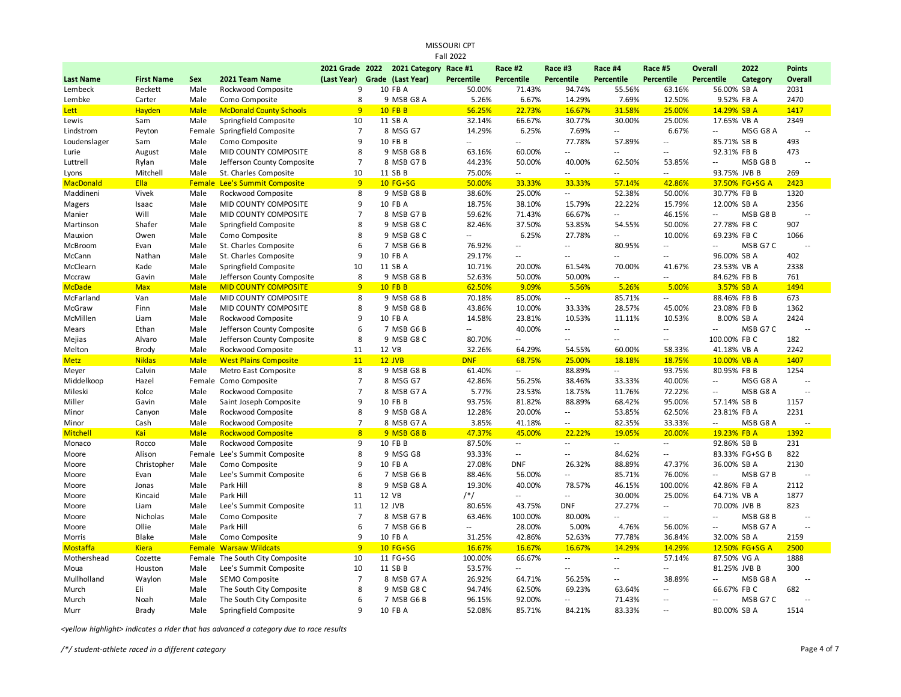MISSOURI CPT

Fall 2022

| Last Name | First Name | Sex | 2021 Team Name | 2021 Grade (Last Year) | 2022 Grade | 2021 Category (Last Year) | Race #1 Percentile | Race #2 Percentile | Race #3 Percentile | Race #4 Percentile | Race #5 Percentile | Overall Percentile | 2022 Category | Points Overall |
|---|---|---|---|---|---|---|---|---|---|---|---|---|---|---|
| Lembeck | Beckett | Male | Rockwood Composite | 9 | 10 | FB A | 50.00% | 71.43% | 94.74% | 55.56% | 63.16% | 56.00% | SB A | 2031 |
| Lembke | Carter | Male | Como Composite | 8 | 9 | MSB G8 A | 5.26% | 6.67% | 14.29% | 7.69% | 12.50% | 9.52% | FB A | 2470 |
| Lett | Hayden | Male | McDonald County Schools | 9 | 10 | FB B | 56.25% | 22.73% | 16.67% | 31.58% | 25.00% | 14.29% | SB A | 1417 |
| Lewis | Sam | Male | Springfield Composite | 10 | 11 | SB A | 32.14% | 66.67% | 30.77% | 30.00% | 25.00% | 17.65% | VB A | 2349 |
| Lindstrom | Peyton | Female | Springfield Composite | 7 | 8 | MSG G7 | 14.29% | 6.25% | 7.69% | -- | 6.67% | -- | MSG G8 A | -- |
| Loudenslager | Sam | Male | Como Composite | 9 | 10 | FB B | -- | -- | 77.78% | 57.89% | -- | 85.71% | SB B | 493 |
| Lurie | August | Male | MID COUNTY COMPOSITE | 8 | 9 | MSB G8 B | 63.16% | 60.00% | -- | -- | -- | 92.31% | FB B | 473 |
| Luttrell | Rylan | Male | Jefferson County Composite | 7 | 8 | MSB G7 B | 44.23% | 50.00% | 40.00% | 62.50% | 53.85% | -- | MSB G8 B | -- |
| Lyons | Mitchell | Male | St. Charles Composite | 10 | 11 | SB B | 75.00% | -- | -- | -- | -- | 93.75% | JVB B | 269 |
| MacDonald | Ella | Female | Lee's Summit Composite | 9 | 10 | FG+SG | 50.00% | 33.33% | 33.33% | 57.14% | 42.86% | 37.50% | FG+SG A | 2423 |
| Maddineni | Vivek | Male | Rockwood Composite | 8 | 9 | MSB G8 B | 38.60% | 25.00% | -- | 52.38% | 50.00% | 30.77% | FB B | 1320 |
| Magers | Isaac | Male | MID COUNTY COMPOSITE | 9 | 10 | FB A | 18.75% | 38.10% | 15.79% | 22.22% | 15.79% | 12.00% | SB A | 2356 |
| Manier | Will | Male | MID COUNTY COMPOSITE | 7 | 8 | MSB G7 B | 59.62% | 71.43% | 66.67% | -- | 46.15% | -- | MSB G8 B | -- |
| Martinson | Shafer | Male | Springfield Composite | 8 | 9 | MSB G8 C | 82.46% | 37.50% | 53.85% | 54.55% | 50.00% | 27.78% | FB C | 907 |
| Mauxion | Owen | Male | Como Composite | 8 | 9 | MSB G8 C | -- | 6.25% | 27.78% | -- | 10.00% | 69.23% | FB C | 1066 |
| McBroom | Evan | Male | St. Charles Composite | 6 | 7 | MSB G6 B | 76.92% | -- | -- | 80.95% | -- | -- | MSB G7 C | -- |
| McCann | Nathan | Male | St. Charles Composite | 9 | 10 | FB A | 29.17% | -- | -- | -- | -- | 96.00% | SB A | 402 |
| McClearn | Kade | Male | Springfield Composite | 10 | 11 | SB A | 10.71% | 20.00% | 61.54% | 70.00% | 41.67% | 23.53% | VB A | 2338 |
| Mccraw | Gavin | Male | Jefferson County Composite | 8 | 9 | MSB G8 B | 52.63% | 50.00% | 50.00% | -- | -- | 84.62% | FB B | 761 |
| McDade | Max | Male | MID COUNTY COMPOSITE | 9 | 10 | FB B | 62.50% | 9.09% | 5.56% | 5.26% | 5.00% | 3.57% | SB A | 1494 |
| McFarland | Van | Male | MID COUNTY COMPOSITE | 8 | 9 | MSB G8 B | 70.18% | 85.00% | -- | 85.71% | -- | 88.46% | FB B | 673 |
| McGraw | Finn | Male | MID COUNTY COMPOSITE | 8 | 9 | MSB G8 B | 43.86% | 10.00% | 33.33% | 28.57% | 45.00% | 23.08% | FB B | 1362 |
| McMillen | Liam | Male | Rockwood Composite | 9 | 10 | FB A | 14.58% | 23.81% | 10.53% | 11.11% | 10.53% | 8.00% | SB A | 2424 |
| Mears | Ethan | Male | Jefferson County Composite | 6 | 7 | MSB G6 B | -- | 40.00% | -- | -- | -- | -- | MSB G7 C | -- |
| Mejias | Alvaro | Male | Jefferson County Composite | 8 | 9 | MSB G8 C | 80.70% | -- | -- | -- | -- | 100.00% | FB C | 182 |
| Melton | Brody | Male | Rockwood Composite | 11 | 12 | VB | 32.26% | 64.29% | 54.55% | 60.00% | 58.33% | 41.18% | VB A | 2242 |
| Metz | Niklas | Male | West Plains Composite | 11 | 12 | JVB | DNF | 68.75% | 25.00% | 18.18% | 18.75% | 10.00% | VB A | 1407 |
| Meyer | Calvin | Male | Metro East Composite | 8 | 9 | MSB G8 B | 61.40% | -- | 88.89% | -- | 93.75% | 80.95% | FB B | 1254 |
| Middelkoop | Hazel | Female | Como Composite | 7 | 8 | MSG G7 | 42.86% | 56.25% | 38.46% | 33.33% | 40.00% | -- | MSG G8 A | -- |
| Mileski | Kolce | Male | Rockwood Composite | 7 | 8 | MSB G7 A | 5.77% | 23.53% | 18.75% | 11.76% | 72.22% | -- | MSB G8 A | -- |
| Miller | Gavin | Male | Saint Joseph Composite | 9 | 10 | FB B | 93.75% | 81.82% | 88.89% | 68.42% | 95.00% | 57.14% | SB B | 1157 |
| Minor | Canyon | Male | Rockwood Composite | 8 | 9 | MSB G8 A | 12.28% | 20.00% | -- | 53.85% | 62.50% | 23.81% | FB A | 2231 |
| Minor | Cash | Male | Rockwood Composite | 7 | 8 | MSB G7 A | 3.85% | 41.18% | -- | 82.35% | 33.33% | -- | MSB G8 A | -- |
| Mitchell | Kai | Male | Rockwood Composite | 8 | 9 | MSB G8 B | 47.37% | 45.00% | 22.22% | 19.05% | 20.00% | 19.23% | FB A | 1392 |
| Monaco | Rocco | Male | Rockwood Composite | 9 | 10 | FB B | 87.50% | -- | -- | -- | -- | 92.86% | SB B | 231 |
| Moore | Alison | Female | Lee's Summit Composite | 8 | 9 | MSG G8 | 93.33% | -- | -- | 84.62% | -- | 83.33% | FG+SG B | 822 |
| Moore | Christopher | Male | Como Composite | 9 | 10 | FB A | 27.08% | DNF | 26.32% | 88.89% | 47.37% | 36.00% | SB A | 2130 |
| Moore | Evan | Male | Lee's Summit Composite | 6 | 7 | MSB G6 B | 88.46% | 56.00% | -- | 85.71% | 76.00% | -- | MSB G7 B | -- |
| Moore | Jonas | Male | Park Hill | 8 | 9 | MSB G8 A | 19.30% | 40.00% | 78.57% | 46.15% | 100.00% | 42.86% | FB A | 2112 |
| Moore | Kincaid | Male | Park Hill | 11 | 12 | VB | /*/ | -- | -- | 30.00% | 25.00% | 64.71% | VB A | 1877 |
| Moore | Liam | Male | Lee's Summit Composite | 11 | 12 | JVB | 80.65% | 43.75% | DNF | 27.27% | -- | 70.00% | JVB B | 823 |
| Moore | Nicholas | Male | Como Composite | 7 | 8 | MSB G7 B | 63.46% | 100.00% | 80.00% | -- | -- | -- | MSB G8 B | -- |
| Moore | Ollie | Male | Park Hill | 6 | 7 | MSB G6 B | -- | 28.00% | 5.00% | 4.76% | 56.00% | -- | MSB G7 A | -- |
| Morris | Blake | Male | Como Composite | 9 | 10 | FB A | 31.25% | 42.86% | 52.63% | 77.78% | 36.84% | 32.00% | SB A | 2159 |
| Mostaffa | Kiera | Female | Warsaw Wildcats | 9 | 10 | FG+SG | 16.67% | 16.67% | 16.67% | 14.29% | 14.29% | 12.50% | FG+SG A | 2500 |
| Mothershead | Cozette | Female | The South City Composite | 10 | 11 | FG+SG | 100.00% | 66.67% | -- | -- | 57.14% | 87.50% | VG A | 1888 |
| Moua | Houston | Male | Lee's Summit Composite | 10 | 11 | SB B | 53.57% | -- | -- | -- | -- | 81.25% | JVB B | 300 |
| Mullholland | Waylon | Male | SEMO Composite | 7 | 8 | MSB G7 A | 26.92% | 64.71% | 56.25% | -- | 38.89% | -- | MSB G8 A | -- |
| Murch | Eli | Male | The South City Composite | 8 | 9 | MSB G8 C | 94.74% | 62.50% | 69.23% | 63.64% | -- | 66.67% | FB C | 682 |
| Murch | Noah | Male | The South City Composite | 6 | 7 | MSB G6 B | 96.15% | 92.00% | -- | 71.43% | -- | -- | MSB G7 C | -- |
| Murr | Brady | Male | Springfield Composite | 9 | 10 | FB A | 52.08% | 85.71% | 84.21% | 83.33% | -- | 80.00% | SB A | 1514 |

*<yellow highlight> indicates a rider that has advanced a category due to race results*

*/*/ student-athlete raced in a different category*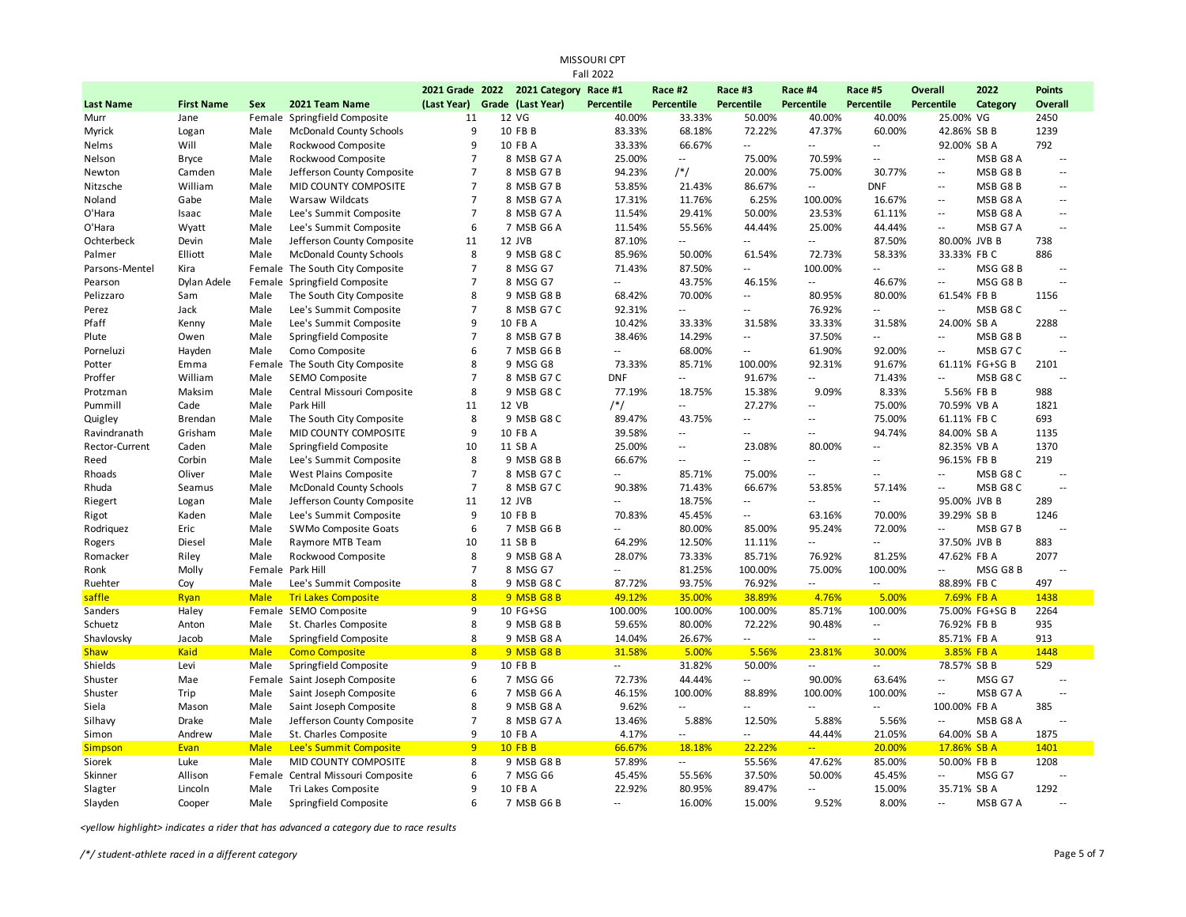MISSOURI CPT

Fall 2022

| Last Name | First Name | Sex | 2021 Team Name | 2021 Grade (Last Year) | 2022 Grade | 2021 Category (Last Year) | Race #1 Percentile | Race #2 Percentile | Race #3 Percentile | Race #4 Percentile | Race #5 Percentile | Overall Percentile | 2022 Category | Points Overall |
|---|---|---|---|---|---|---|---|---|---|---|---|---|---|---|
| Murr | Jane | Female | Springfield Composite | 11 | 12 | VG | 40.00% | 33.33% | 50.00% | 40.00% | 40.00% | 25.00% | VG | 2450 |
| Myrick | Logan | Male | McDonald County Schools | 9 | 10 | FB B | 83.33% | 68.18% | 72.22% | 47.37% | 60.00% | 42.86% | SB B | 1239 |
| Nelms | Will | Male | Rockwood Composite | 9 | 10 | FB A | 33.33% | 66.67% | -- | -- | -- | 92.00% | SB A | 792 |
| Nelson | Bryce | Male | Rockwood Composite | 7 | 8 | MSB G7 A | 25.00% | -- | 75.00% | 70.59% | -- | -- | MSB G8 A | -- |
| Newton | Camden | Male | Jefferson County Composite | 7 | 8 | MSB G7 B | 94.23% | /*/ | 20.00% | 75.00% | 30.77% | -- | MSB G8 B | -- |
| Nitzsche | William | Male | MID COUNTY COMPOSITE | 7 | 8 | MSB G7 B | 53.85% | 21.43% | 86.67% | -- | DNF | -- | MSB G8 B | -- |
| Noland | Gabe | Male | Warsaw Wildcats | 7 | 8 | MSB G7 A | 17.31% | 11.76% | 6.25% | 100.00% | 16.67% | -- | MSB G8 A | -- |
| O'Hara | Isaac | Male | Lee's Summit Composite | 7 | 8 | MSB G7 A | 11.54% | 29.41% | 50.00% | 23.53% | 61.11% | -- | MSB G8 A | -- |
| O'Hara | Wyatt | Male | Lee's Summit Composite | 6 | 7 | MSB G6 A | 11.54% | 55.56% | 44.44% | 25.00% | 44.44% | -- | MSB G7 A | -- |
| Ochterbeck | Devin | Male | Jefferson County Composite | 11 | 12 | JVB | 87.10% | -- | -- | -- | 87.50% | 80.00% | JVB B | 738 |
| Palmer | Elliott | Male | McDonald County Schools | 8 | 9 | MSB G8 C | 85.96% | 50.00% | 61.54% | 72.73% | 58.33% | 33.33% | FB C | 886 |
| Parsons-Mentel | Kira | Female | The South City Composite | 7 | 8 | MSG G7 | 71.43% | 87.50% | -- | 100.00% | -- | -- | MSG G8 B | -- |
| Pearson | Dylan Adele | Female | Springfield Composite | 7 | 8 | MSG G7 | -- | 43.75% | 46.15% | -- | 46.67% | -- | MSG G8 B | -- |
| Pelizzaro | Sam | Male | The South City Composite | 8 | 9 | MSB G8 B | 68.42% | 70.00% | -- | 80.95% | 80.00% | 61.54% | FB B | 1156 |
| Perez | Jack | Male | Lee's Summit Composite | 7 | 8 | MSB G7 C | 92.31% | -- | -- | 76.92% | -- | -- | MSB G8 C | -- |
| Pfaff | Kenny | Male | Lee's Summit Composite | 9 | 10 | FB A | 10.42% | 33.33% | 31.58% | 33.33% | 31.58% | 24.00% | SB A | 2288 |
| Plute | Owen | Male | Springfield Composite | 7 | 8 | MSB G7 B | 38.46% | 14.29% | -- | 37.50% | -- | -- | MSB G8 B | -- |
| Porneluzi | Hayden | Male | Como Composite | 6 | 7 | MSB G6 B | -- | 68.00% | -- | 61.90% | 92.00% | -- | MSB G7 C | -- |
| Potter | Emma | Female | The South City Composite | 8 | 9 | MSG G8 | 73.33% | 85.71% | 100.00% | 92.31% | 91.67% | 61.11% | FG+SG B | 2101 |
| Proffer | William | Male | SEMO Composite | 7 | 8 | MSB G7 C | DNF | -- | 91.67% | -- | 71.43% | -- | MSB G8 C | -- |
| Protzman | Maksim | Male | Central Missouri Composite | 8 | 9 | MSB G8 C | 77.19% | 18.75% | 15.38% | 9.09% | 8.33% | 5.56% | FB B | 988 |
| Pummill | Cade | Male | Park Hill | 11 | 12 | VB | /*/ | -- | 27.27% | -- | 75.00% | 70.59% | VB A | 1821 |
| Quigley | Brendan | Male | The South City Composite | 8 | 9 | MSB G8 C | 89.47% | 43.75% | -- | -- | 75.00% | 61.11% | FB C | 693 |
| Ravindranath | Grisham | Male | MID COUNTY COMPOSITE | 9 | 10 | FB A | 39.58% | -- | -- | -- | 94.74% | 84.00% | SB A | 1135 |
| Rector-Current | Caden | Male | Springfield Composite | 10 | 11 | SB A | 25.00% | -- | 23.08% | 80.00% | -- | 82.35% | VB A | 1370 |
| Reed | Corbin | Male | Lee's Summit Composite | 8 | 9 | MSB G8 B | 66.67% | -- | -- | -- | -- | 96.15% | FB B | 219 |
| Rhoads | Oliver | Male | West Plains Composite | 7 | 8 | MSB G7 C | -- | 85.71% | 75.00% | -- | -- | -- | MSB G8 C | -- |
| Rhuda | Seamus | Male | McDonald County Schools | 7 | 8 | MSB G7 C | 90.38% | 71.43% | 66.67% | 53.85% | 57.14% | -- | MSB G8 C | -- |
| Riegert | Logan | Male | Jefferson County Composite | 11 | 12 | JVB | -- | 18.75% | -- | -- | -- | 95.00% | JVB B | 289 |
| Rigot | Kaden | Male | Lee's Summit Composite | 9 | 10 | FB B | 70.83% | 45.45% | -- | 63.16% | 70.00% | 39.29% | SB B | 1246 |
| Rodriquez | Eric | Male | SWMo Composite Goats | 6 | 7 | MSB G6 B | -- | 80.00% | 85.00% | 95.24% | 72.00% | -- | MSB G7 B | -- |
| Rogers | Diesel | Male | Raymore MTB Team | 10 | 11 | SB B | 64.29% | 12.50% | 11.11% | -- | -- | 37.50% | JVB B | 883 |
| Romacker | Riley | Male | Rockwood Composite | 8 | 9 | MSB G8 A | 28.07% | 73.33% | 85.71% | 76.92% | 81.25% | 47.62% | FB A | 2077 |
| Ronk | Molly | Female | Park Hill | 7 | 8 | MSG G7 | -- | 81.25% | 100.00% | 75.00% | 100.00% | -- | MSG G8 B | -- |
| Ruehter | Coy | Male | Lee's Summit Composite | 8 | 9 | MSB G8 C | 87.72% | 93.75% | 76.92% | -- | -- | 88.89% | FB C | 497 |
| saffle | Ryan | Male | Tri Lakes Composite | 8 | 9 | MSB G8 B | 49.12% | 35.00% | 38.89% | 4.76% | 5.00% | 7.69% | FB A | 1438 |
| Sanders | Haley | Female | SEMO Composite | 9 | 10 | FG+SG | 100.00% | 100.00% | 100.00% | 85.71% | 100.00% | 75.00% | FG+SG B | 2264 |
| Schuetz | Anton | Male | St. Charles Composite | 8 | 9 | MSB G8 B | 59.65% | 80.00% | 72.22% | 90.48% | -- | 76.92% | FB B | 935 |
| Shavlovsky | Jacob | Male | Springfield Composite | 8 | 9 | MSB G8 A | 14.04% | 26.67% | -- | -- | -- | 85.71% | FB A | 913 |
| Shaw | Kaid | Male | Como Composite | 8 | 9 | MSB G8 B | 31.58% | 5.00% | 5.56% | 23.81% | 30.00% | 3.85% | FB A | 1448 |
| Shields | Levi | Male | Springfield Composite | 9 | 10 | FB B | -- | 31.82% | 50.00% | -- | -- | 78.57% | SB B | 529 |
| Shuster | Mae | Female | Saint Joseph Composite | 6 | 7 | MSG G6 | 72.73% | 44.44% | -- | 90.00% | 63.64% | -- | MSG G7 | -- |
| Shuster | Trip | Male | Saint Joseph Composite | 6 | 7 | MSB G6 A | 46.15% | 100.00% | 88.89% | 100.00% | 100.00% | -- | MSB G7 A | -- |
| Siela | Mason | Male | Saint Joseph Composite | 8 | 9 | MSB G8 A | 9.62% | -- | -- | -- | -- | 100.00% | FB A | 385 |
| Silhavy | Drake | Male | Jefferson County Composite | 7 | 8 | MSB G7 A | 13.46% | 5.88% | 12.50% | 5.88% | 5.56% | -- | MSB G8 A | -- |
| Simon | Andrew | Male | St. Charles Composite | 9 | 10 | FB A | 4.17% | -- | -- | 44.44% | 21.05% | 64.00% | SB A | 1875 |
| Simpson | Evan | Male | Lee's Summit Composite | 9 | 10 | FB B | 66.67% | 18.18% | 22.22% | -- | 20.00% | 17.86% | SB A | 1401 |
| Siorek | Luke | Male | MID COUNTY COMPOSITE | 8 | 9 | MSB G8 B | 57.89% | -- | 55.56% | 47.62% | 85.00% | 50.00% | FB B | 1208 |
| Skinner | Allison | Female | Central Missouri Composite | 6 | 7 | MSG G6 | 45.45% | 55.56% | 37.50% | 50.00% | 45.45% | -- | MSG G7 | -- |
| Slagter | Lincoln | Male | Tri Lakes Composite | 9 | 10 | FB A | 22.92% | 80.95% | 89.47% | -- | 15.00% | 35.71% | SB A | 1292 |
| Slayden | Cooper | Male | Springfield Composite | 6 | 7 | MSB G6 B | -- | 16.00% | 15.00% | 9.52% | 8.00% | -- | MSB G7 A | -- |

*<yellow highlight> indicates a rider that has advanced a category due to race results*

*/*/ student-athlete raced in a different category*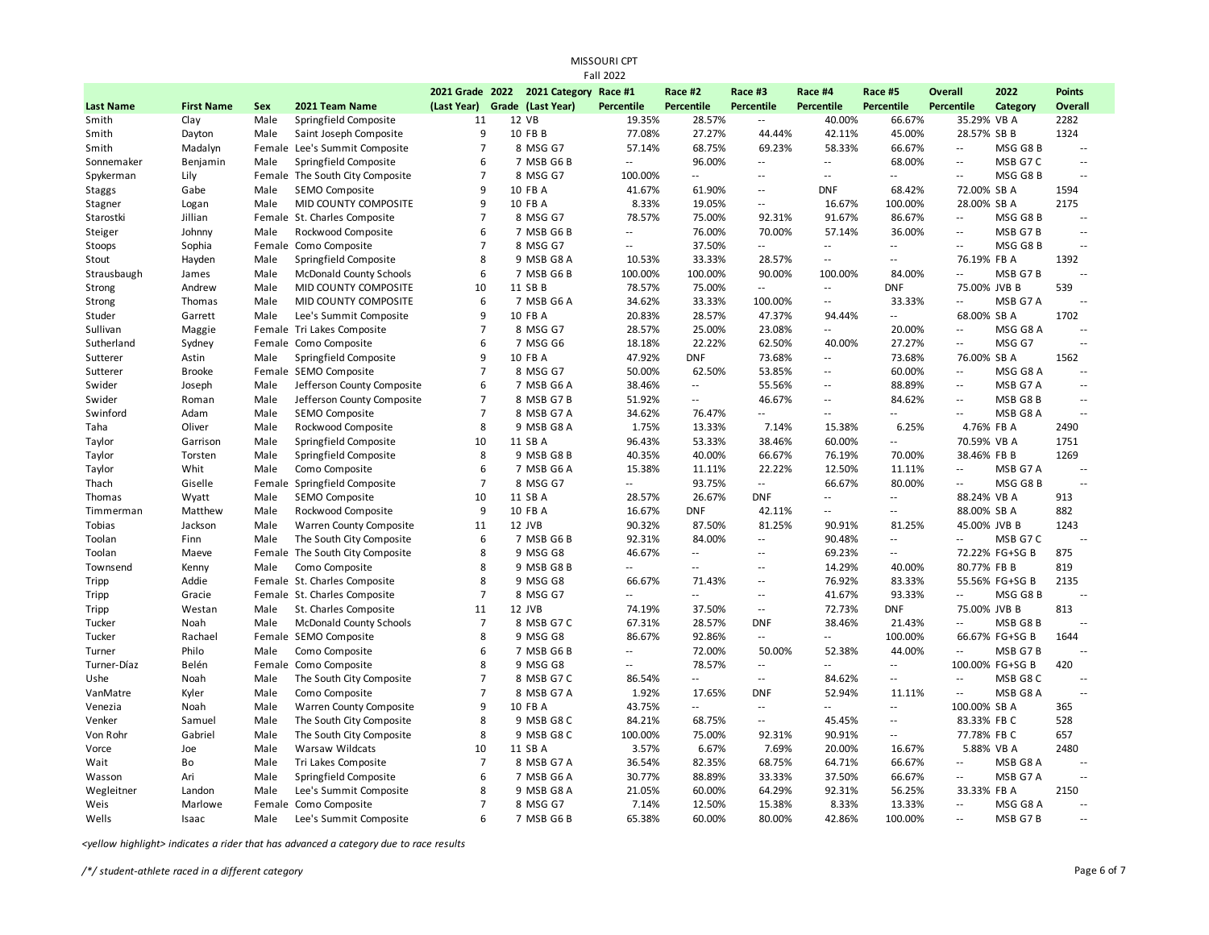MISSOURI CPT

Fall 2022

| Last Name | First Name | Sex | 2021 Team Name | 2021 Grade (Last Year) | 2022 Grade | 2021 Category (Last Year) | Race #1 Percentile | Race #2 Percentile | Race #3 Percentile | Race #4 Percentile | Race #5 Percentile | Overall Percentile | 2022 Category | Points Overall |
|---|---|---|---|---|---|---|---|---|---|---|---|---|---|---|
| Smith | Clay | Male | Springfield Composite | 11 | 12 | VB | 19.35% | 28.57% | -- | 40.00% | 66.67% | 35.29% | VB A | 2282 |
| Smith | Dayton | Male | Saint Joseph Composite | 9 | 10 | FB B | 77.08% | 27.27% | 44.44% | 42.11% | 45.00% | 28.57% | SB B | 1324 |
| Smith | Madalyn | Female | Lee's Summit Composite | 7 | 8 | MSG G7 | 57.14% | 68.75% | 69.23% | 58.33% | 66.67% | -- | MSG G8 B | -- |
| Sonnemaker | Benjamin | Male | Springfield Composite | 6 | 7 | MSB G6 B | -- | 96.00% | -- | -- | 68.00% | -- | MSB G7 C | -- |
| Spykerman | Lily | Female | The South City Composite | 7 | 8 | MSG G7 | 100.00% | -- | -- | -- | -- | -- | MSG G8 B | -- |
| Staggs | Gabe | Male | SEMO Composite | 9 | 10 | FB A | 41.67% | 61.90% | -- | DNF | 68.42% | 72.00% | SB A | 1594 |
| Stagner | Logan | Male | MID COUNTY COMPOSITE | 9 | 10 | FB A | 8.33% | 19.05% | -- | 16.67% | 100.00% | 28.00% | SB A | 2175 |
| Starostki | Jillian | Female | St. Charles Composite | 7 | 8 | MSG G7 | 78.57% | 75.00% | 92.31% | 91.67% | 86.67% | -- | MSG G8 B | -- |
| Steiger | Johnny | Male | Rockwood Composite | 6 | 7 | MSB G6 B | -- | 76.00% | 70.00% | 57.14% | 36.00% | -- | MSB G7 B | -- |
| Stoops | Sophia | Female | Como Composite | 7 | 8 | MSG G7 | -- | 37.50% | -- | -- | -- | -- | MSG G8 B | -- |
| Stout | Hayden | Male | Springfield Composite | 8 | 9 | MSB G8 A | 10.53% | 33.33% | 28.57% | -- | -- | 76.19% | FB A | 1392 |
| Strausbaugh | James | Male | McDonald County Schools | 6 | 7 | MSB G6 B | 100.00% | 100.00% | 90.00% | 100.00% | 84.00% | -- | MSB G7 B | -- |
| Strong | Andrew | Male | MID COUNTY COMPOSITE | 10 | 11 | SB B | 78.57% | 75.00% | -- | -- | DNF | 75.00% | JVB B | 539 |
| Strong | Thomas | Male | MID COUNTY COMPOSITE | 6 | 7 | MSB G6 A | 34.62% | 33.33% | 100.00% | -- | 33.33% | -- | MSB G7 A | -- |
| Studer | Garrett | Male | Lee's Summit Composite | 9 | 10 | FB A | 20.83% | 28.57% | 47.37% | 94.44% | -- | 68.00% | SB A | 1702 |
| Sullivan | Maggie | Female | Tri Lakes Composite | 7 | 8 | MSG G7 | 28.57% | 25.00% | 23.08% | -- | 20.00% | -- | MSG G8 A | -- |
| Sutherland | Sydney | Female | Como Composite | 6 | 7 | MSG G6 | 18.18% | 22.22% | 62.50% | 40.00% | 27.27% | -- | MSG G7 | -- |
| Sutterer | Astin | Male | Springfield Composite | 9 | 10 | FB A | 47.92% | DNF | 73.68% | -- | 73.68% | 76.00% | SB A | 1562 |
| Sutterer | Brooke | Female | SEMO Composite | 7 | 8 | MSG G7 | 50.00% | 62.50% | 53.85% | -- | 60.00% | -- | MSG G8 A | -- |
| Swider | Joseph | Male | Jefferson County Composite | 6 | 7 | MSB G6 A | 38.46% | -- | 55.56% | -- | 88.89% | -- | MSB G7 A | -- |
| Swider | Roman | Male | Jefferson County Composite | 7 | 8 | MSB G7 B | 51.92% | -- | 46.67% | -- | 84.62% | -- | MSB G8 B | -- |
| Swinford | Adam | Male | SEMO Composite | 7 | 8 | MSB G7 A | 34.62% | 76.47% | -- | -- | -- | -- | MSB G8 A | -- |
| Taha | Oliver | Male | Rockwood Composite | 8 | 9 | MSB G8 A | 1.75% | 13.33% | 7.14% | 15.38% | 6.25% | 4.76% | FB A | 2490 |
| Taylor | Garrison | Male | Springfield Composite | 10 | 11 | SB A | 96.43% | 53.33% | 38.46% | 60.00% | -- | 70.59% | VB A | 1751 |
| Taylor | Torsten | Male | Springfield Composite | 8 | 9 | MSB G8 B | 40.35% | 40.00% | 66.67% | 76.19% | 70.00% | 38.46% | FB B | 1269 |
| Taylor | Whit | Male | Como Composite | 6 | 7 | MSB G6 A | 15.38% | 11.11% | 22.22% | 12.50% | 11.11% | -- | MSB G7 A | -- |
| Thach | Giselle | Female | Springfield Composite | 7 | 8 | MSG G7 | -- | 93.75% | -- | 66.67% | 80.00% | -- | MSG G8 B | -- |
| Thomas | Wyatt | Male | SEMO Composite | 10 | 11 | SB A | 28.57% | 26.67% | DNF | -- | -- | 88.24% | VB A | 913 |
| Timmerman | Matthew | Male | Rockwood Composite | 9 | 10 | FB A | 16.67% | DNF | 42.11% | -- | -- | 88.00% | SB A | 882 |
| Tobias | Jackson | Male | Warren County Composite | 11 | 12 | JVB | 90.32% | 87.50% | 81.25% | 90.91% | 81.25% | 45.00% | JVB B | 1243 |
| Toolan | Finn | Male | The South City Composite | 6 | 7 | MSB G6 B | 92.31% | 84.00% | -- | 90.48% | -- | -- | MSB G7 C | -- |
| Toolan | Maeve | Female | The South City Composite | 8 | 9 | MSG G8 | 46.67% | -- | -- | 69.23% | -- | 72.22% | FG+SG B | 875 |
| Townsend | Kenny | Male | Como Composite | 8 | 9 | MSB G8 B | -- | -- | -- | 14.29% | 40.00% | 80.77% | FB B | 819 |
| Tripp | Addie | Female | St. Charles Composite | 8 | 9 | MSG G8 | 66.67% | 71.43% | -- | 76.92% | 83.33% | 55.56% | FG+SG B | 2135 |
| Tripp | Gracie | Female | St. Charles Composite | 7 | 8 | MSG G7 | -- | -- | -- | 41.67% | 93.33% | -- | MSG G8 B | -- |
| Tripp | Westan | Male | St. Charles Composite | 11 | 12 | JVB | 74.19% | 37.50% | -- | 72.73% | DNF | 75.00% | JVB B | 813 |
| Tucker | Noah | Male | McDonald County Schools | 7 | 8 | MSB G7 C | 67.31% | 28.57% | DNF | 38.46% | 21.43% | -- | MSB G8 B | -- |
| Tucker | Rachael | Female | SEMO Composite | 8 | 9 | MSG G8 | 86.67% | 92.86% | -- | -- | 100.00% | 66.67% | FG+SG B | 1644 |
| Turner | Philo | Male | Como Composite | 6 | 7 | MSB G6 B | -- | 72.00% | 50.00% | 52.38% | 44.00% | -- | MSB G7 B | -- |
| Turner-Díaz | Belén | Female | Como Composite | 8 | 9 | MSG G8 | -- | 78.57% | -- | -- | -- | 100.00% | FG+SG B | 420 |
| Ushe | Noah | Male | The South City Composite | 7 | 8 | MSB G7 C | 86.54% | -- | -- | 84.62% | -- | -- | MSB G8 C | -- |
| VanMatre | Kyler | Male | Como Composite | 7 | 8 | MSB G7 A | 1.92% | 17.65% | DNF | 52.94% | 11.11% | -- | MSB G8 A | -- |
| Venezia | Noah | Male | Warren County Composite | 9 | 10 | FB A | 43.75% | -- | -- | -- | -- | 100.00% | SB A | 365 |
| Venker | Samuel | Male | The South City Composite | 8 | 9 | MSB G8 C | 84.21% | 68.75% | -- | 45.45% | -- | 83.33% | FB C | 528 |
| Von Rohr | Gabriel | Male | The South City Composite | 8 | 9 | MSB G8 C | 100.00% | 75.00% | 92.31% | 90.91% | -- | 77.78% | FB C | 657 |
| Vorce | Joe | Male | Warsaw Wildcats | 10 | 11 | SB A | 3.57% | 6.67% | 7.69% | 20.00% | 16.67% | 5.88% | VB A | 2480 |
| Wait | Bo | Male | Tri Lakes Composite | 7 | 8 | MSB G7 A | 36.54% | 82.35% | 68.75% | 64.71% | 66.67% | -- | MSB G8 A | -- |
| Wasson | Ari | Male | Springfield Composite | 6 | 7 | MSB G6 A | 30.77% | 88.89% | 33.33% | 37.50% | 66.67% | -- | MSB G7 A | -- |
| Wegleitner | Landon | Male | Lee's Summit Composite | 8 | 9 | MSB G8 A | 21.05% | 60.00% | 64.29% | 92.31% | 56.25% | 33.33% | FB A | 2150 |
| Weis | Marlowe | Female | Como Composite | 7 | 8 | MSG G7 | 7.14% | 12.50% | 15.38% | 8.33% | 13.33% | -- | MSG G8 A | -- |
| Wells | Isaac | Male | Lee's Summit Composite | 6 | 7 | MSB G6 B | 65.38% | 60.00% | 80.00% | 42.86% | 100.00% | -- | MSB G7 B | -- |

*<yellow highlight> indicates a rider that has advanced a category due to race results*

*/*/ student-athlete raced in a different category*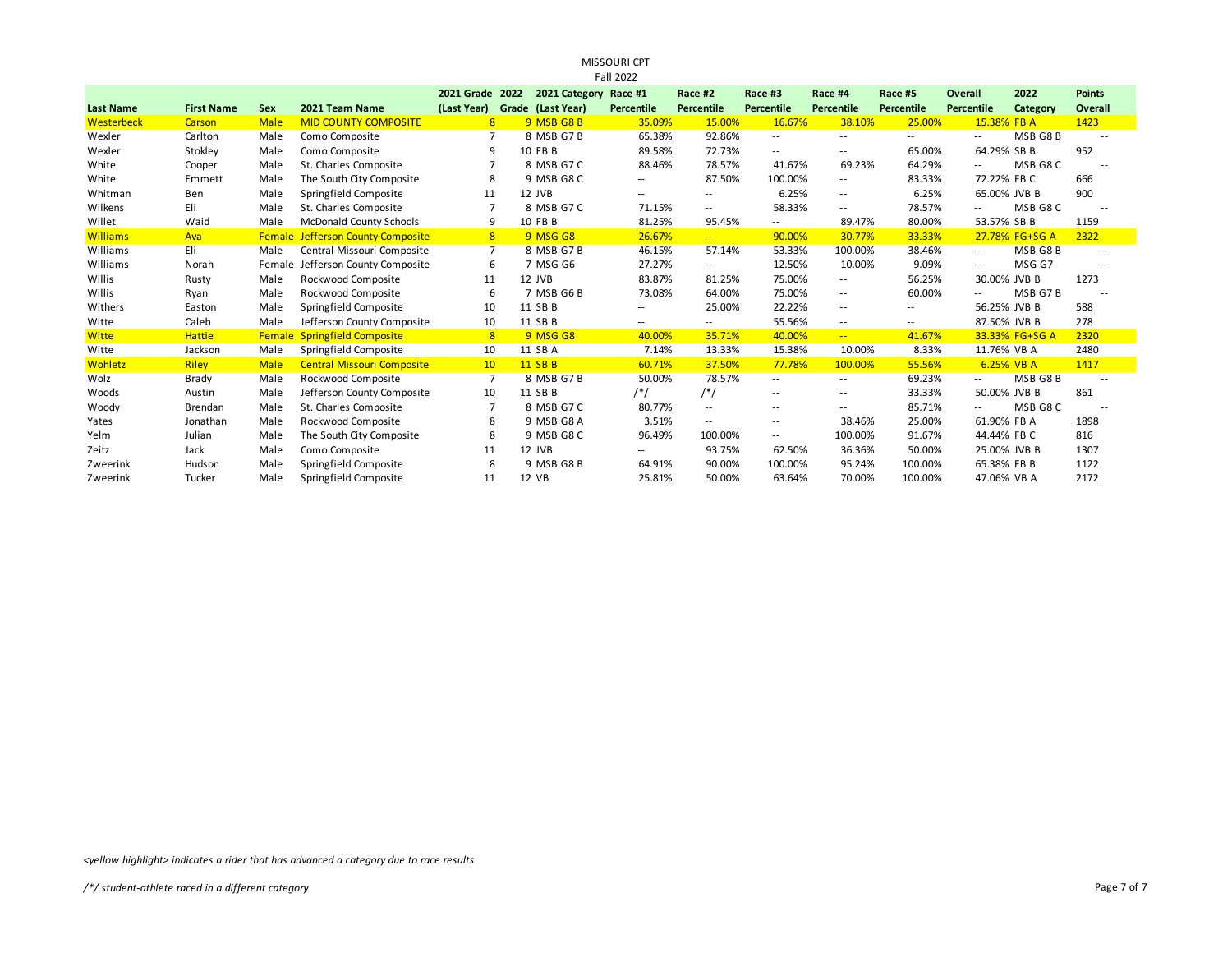MISSOURI CPT

Fall 2022

| Last Name | First Name | Sex | 2021 Team Name | 2021 Grade (Last Year) | 2022 Grade | 2021 Category (Last Year) | Race #1 Percentile | Race #2 Percentile | Race #3 Percentile | Race #4 Percentile | Race #5 Percentile | Overall Percentile | 2022 Category | Points Overall |
|---|---|---|---|---|---|---|---|---|---|---|---|---|---|---|
| Westerbeck | Carson | Male | MID COUNTY COMPOSITE | 8 | 9 | MSB G8 B | 35.09% | 15.00% | 16.67% | 38.10% | 25.00% | 15.38% | FB A | 1423 |
| Wexler | Carlton | Male | Como Composite | 7 | 8 | MSB G7 B | 65.38% | 92.86% | -- | -- | -- | -- | MSB G8 B | -- |
| Wexler | Stokley | Male | Como Composite | 9 | 10 | FB B | 89.58% | 72.73% | -- | -- | 65.00% | 64.29% | SB B | 952 |
| White | Cooper | Male | St. Charles Composite | 7 | 8 | MSB G7 C | 88.46% | 78.57% | 41.67% | 69.23% | 64.29% | -- | MSB G8 C | -- |
| White | Emmett | Male | The South City Composite | 8 | 9 | MSB G8 C | -- | 87.50% | 100.00% | -- | 83.33% | 72.22% | FB C | 666 |
| Whitman | Ben | Male | Springfield Composite | 11 | 12 | JVB | -- | -- | 6.25% | -- | 6.25% | 65.00% | JVB B | 900 |
| Wilkens | Eli | Male | St. Charles Composite | 7 | 8 | MSB G7 C | 71.15% | -- | 58.33% | -- | 78.57% | -- | MSB G8 C | -- |
| Willet | Waid | Male | McDonald County Schools | 9 | 10 | FB B | 81.25% | 95.45% | -- | 89.47% | 80.00% | 53.57% | SB B | 1159 |
| Williams | Ava | Female | Jefferson County Composite | 8 | 9 | MSG G8 | 26.67% | -- | 90.00% | 30.77% | 33.33% | 27.78% | FG+SG A | 2322 |
| Williams | Eli | Male | Central Missouri Composite | 7 | 8 | MSB G7 B | 46.15% | 57.14% | 53.33% | 100.00% | 38.46% | -- | MSB G8 B | -- |
| Williams | Norah | Female | Jefferson County Composite | 6 | 7 | MSG G6 | 27.27% | -- | 12.50% | 10.00% | 9.09% | -- | MSG G7 | -- |
| Willis | Rusty | Male | Rockwood Composite | 11 | 12 | JVB | 83.87% | 81.25% | 75.00% | -- | 56.25% | 30.00% | JVB B | 1273 |
| Willis | Ryan | Male | Rockwood Composite | 6 | 7 | MSB G6 B | 73.08% | 64.00% | 75.00% | -- | 60.00% | -- | MSB G7 B | -- |
| Withers | Easton | Male | Springfield Composite | 10 | 11 | SB B | -- | 25.00% | 22.22% | -- | -- | 56.25% | JVB B | 588 |
| Witte | Caleb | Male | Jefferson County Composite | 10 | 11 | SB B | -- | -- | 55.56% | -- | -- | 87.50% | JVB B | 278 |
| Witte | Hattie | Female | Springfield Composite | 8 | 9 | MSG G8 | 40.00% | 35.71% | 40.00% | -- | 41.67% | 33.33% | FG+SG A | 2320 |
| Witte | Jackson | Male | Springfield Composite | 10 | 11 | SB A | 7.14% | 13.33% | 15.38% | 10.00% | 8.33% | 11.76% | VB A | 2480 |
| Wohletz | Riley | Male | Central Missouri Composite | 10 | 11 | SB B | 60.71% | 37.50% | 77.78% | 100.00% | 55.56% | 6.25% | VB A | 1417 |
| Wolz | Brady | Male | Rockwood Composite | 7 | 8 | MSB G7 B | 50.00% | 78.57% | -- | -- | 69.23% | -- | MSB G8 B | -- |
| Woods | Austin | Male | Jefferson County Composite | 10 | 11 | SB B | /*/ | /*/ | -- | -- | 33.33% | 50.00% | JVB B | 861 |
| Woody | Brendan | Male | St. Charles Composite | 7 | 8 | MSB G7 C | 80.77% | -- | -- | -- | 85.71% | -- | MSB G8 C | -- |
| Yates | Jonathan | Male | Rockwood Composite | 8 | 9 | MSB G8 A | 3.51% | -- | -- | 38.46% | 25.00% | 61.90% | FB A | 1898 |
| Yelm | Julian | Male | The South City Composite | 8 | 9 | MSB G8 C | 96.49% | 100.00% | -- | 100.00% | 91.67% | 44.44% | FB C | 816 |
| Zeitz | Jack | Male | Como Composite | 11 | 12 | JVB | -- | 93.75% | 62.50% | 36.36% | 50.00% | 25.00% | JVB B | 1307 |
| Zweerink | Hudson | Male | Springfield Composite | 8 | 9 | MSB G8 B | 64.91% | 90.00% | 100.00% | 95.24% | 100.00% | 65.38% | FB B | 1122 |
| Zweerink | Tucker | Male | Springfield Composite | 11 | 12 | VB | 25.81% | 50.00% | 63.64% | 70.00% | 100.00% | 47.06% | VB A | 2172 |

*<yellow highlight> indicates a rider that has advanced a category due to race results*

*/*/ student-athlete raced in a different category*